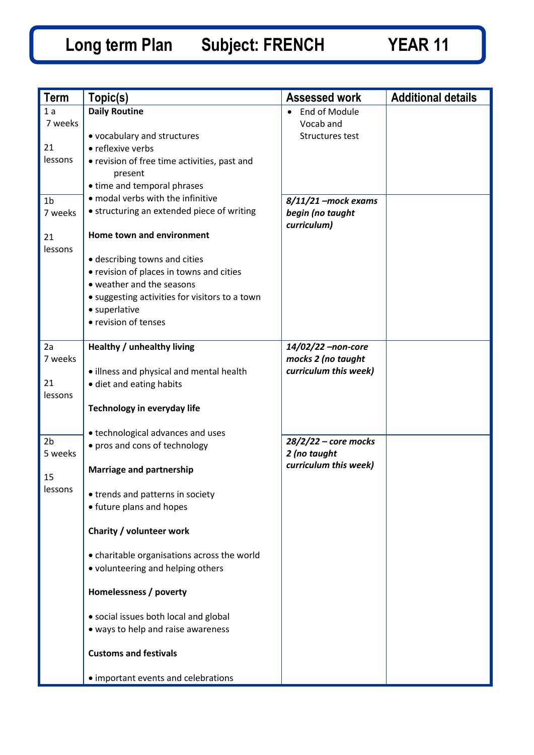# Long term Plan Subject: FRENCH YEAR 11

| Term | Topic(s) | Assessed work | Additional details |
|---|---|---|---|
| 1 a<br>7 weeks<br><br>21 lessons | **Daily Routine**<br><br>• vocabulary and structures<br>• reflexive verbs<br>• revision of free time activities, past and present<br>• time and temporal phrases<br>• modal verbs with the infinitive<br>• structuring an extended piece of writing<br><br>**Home town and environment**<br><br>• describing towns and cities<br>• revision of places in towns and cities<br>• weather and the seasons<br>• suggesting activities for visitors to a town<br>• superlative<br>• revision of tenses | • End of Module Vocab and Structures test | |
| 1b<br>7 weeks<br><br>21 lessons | | ***8/11/21 –mock exams begin (no taught curriculum)*** | |
| 2a<br>7 weeks<br><br>21 lessons | **Healthy / unhealthy living**<br><br>• illness and physical and mental health<br>• diet and eating habits<br><br>**Technology in everyday life**<br><br>• technological advances and uses<br>• pros and cons of technology<br><br>**Marriage and partnership**<br><br>• trends and patterns in society<br>• future plans and hopes<br><br>**Charity / volunteer work**<br><br>• charitable organisations across the world<br>• volunteering and helping others<br><br>**Homelessness / poverty**<br><br>• social issues both local and global<br>• ways to help and raise awareness<br><br>**Customs and festivals**<br><br>• important events and celebrations | ***14/02/22 –non-core mocks 2 (no taught curriculum this week)*** | |
| 2b<br>5 weeks<br><br>15 lessons | | ***28/2/22 – core mocks 2 (no taught curriculum this week)*** | |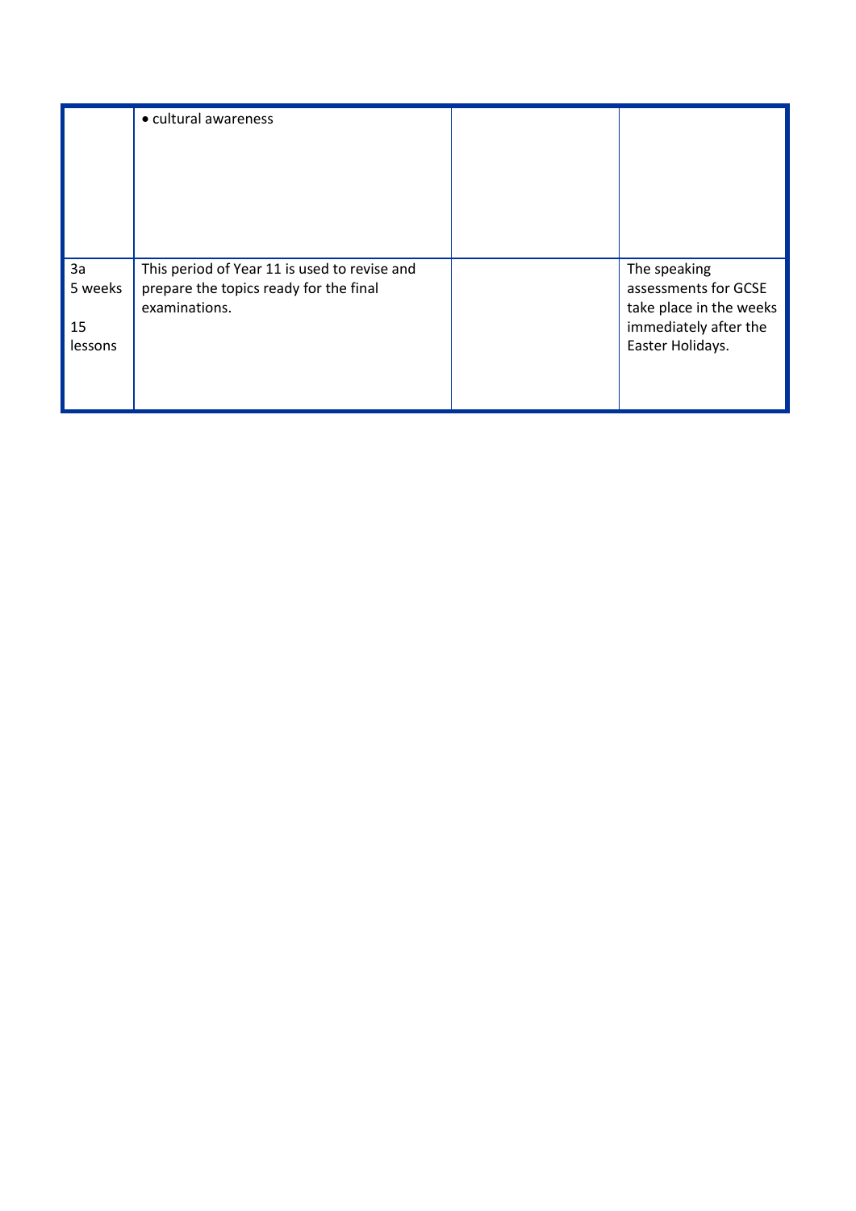| | | | |
|---|---|---|---|
| | • cultural awareness | | |
| 3a<br>5 weeks<br><br>15 lessons | This period of Year 11 is used to revise and prepare the topics ready for the final examinations. | | The speaking assessments for GCSE take place in the weeks immediately after the Easter Holidays. |